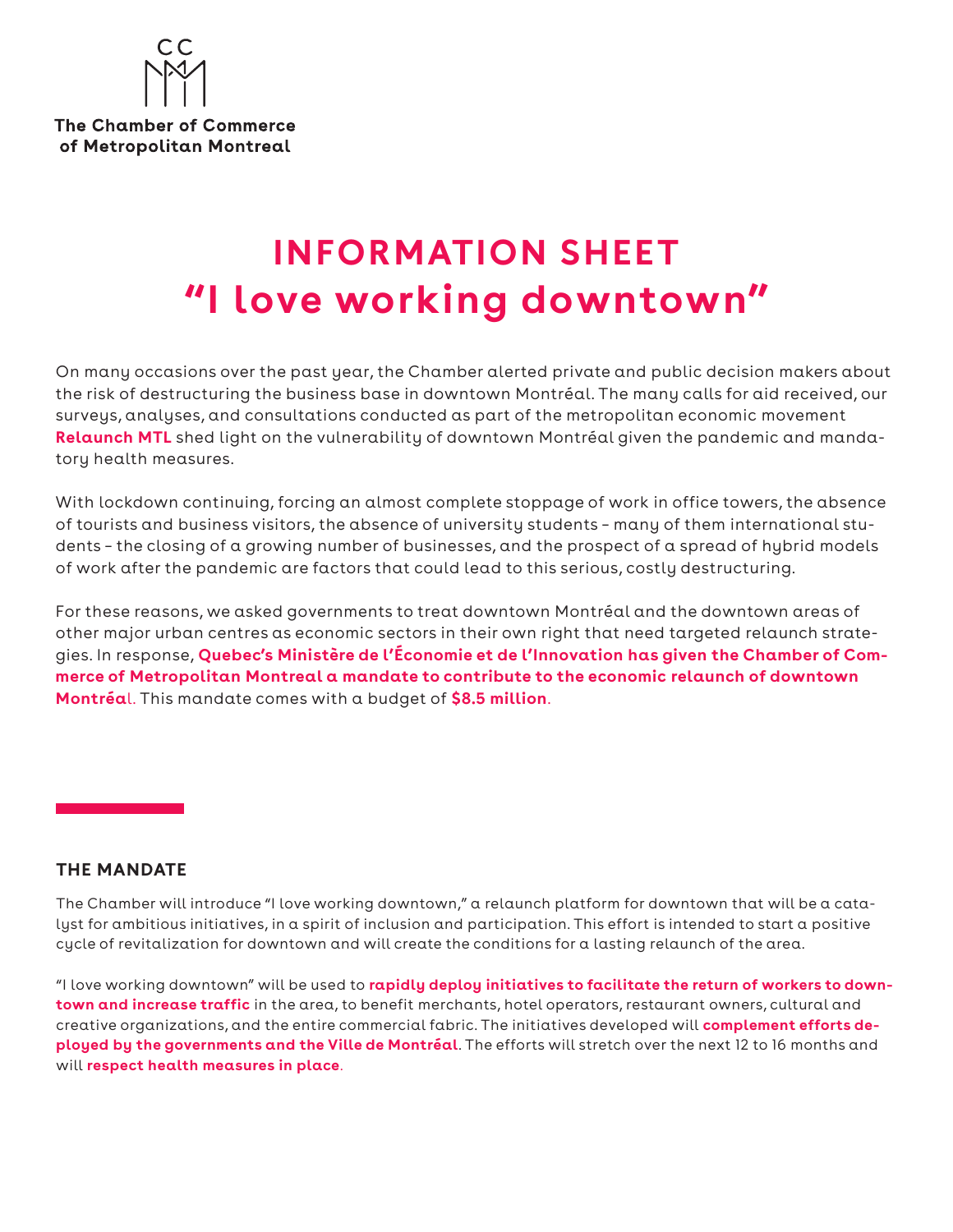The Chamber of Commerce of Metropolitan Montreal

# INFORMATION SHEET
# "I love working downtown"

On many occasions over the past year, the Chamber alerted private and public decision makers about the risk of destructuring the business base in downtown Montréal. The many calls for aid received, our surveys, analyses, and consultations conducted as part of the metropolitan economic movement **Relaunch MTL** shed light on the vulnerability of downtown Montréal given the pandemic and mandatory health measures.

With lockdown continuing, forcing an almost complete stoppage of work in office towers, the absence of tourists and business visitors, the absence of university students – many of them international students – the closing of a growing number of businesses, and the prospect of a spread of hybrid models of work after the pandemic are factors that could lead to this serious, costly destructuring.

For these reasons, we asked governments to treat downtown Montréal and the downtown areas of other major urban centres as economic sectors in their own right that need targeted relaunch strategies. In response, **Quebec's Ministère de l'Économie et de l'Innovation has given the Chamber of Commerce of Metropolitan Montreal a mandate to contribute to the economic relaunch of downtown Montréal**. This mandate comes with a budget of **$8.5 million**.

## THE MANDATE

The Chamber will introduce "I love working downtown," a relaunch platform for downtown that will be a catalyst for ambitious initiatives, in a spirit of inclusion and participation. This effort is intended to start a positive cycle of revitalization for downtown and will create the conditions for a lasting relaunch of the area.

"I love working downtown" will be used to **rapidly deploy initiatives to facilitate the return of workers to downtown and increase traffic** in the area, to benefit merchants, hotel operators, restaurant owners, cultural and creative organizations, and the entire commercial fabric. The initiatives developed will **complement efforts deployed by the governments and the Ville de Montréal**. The efforts will stretch over the next 12 to 16 months and will **respect health measures in place**.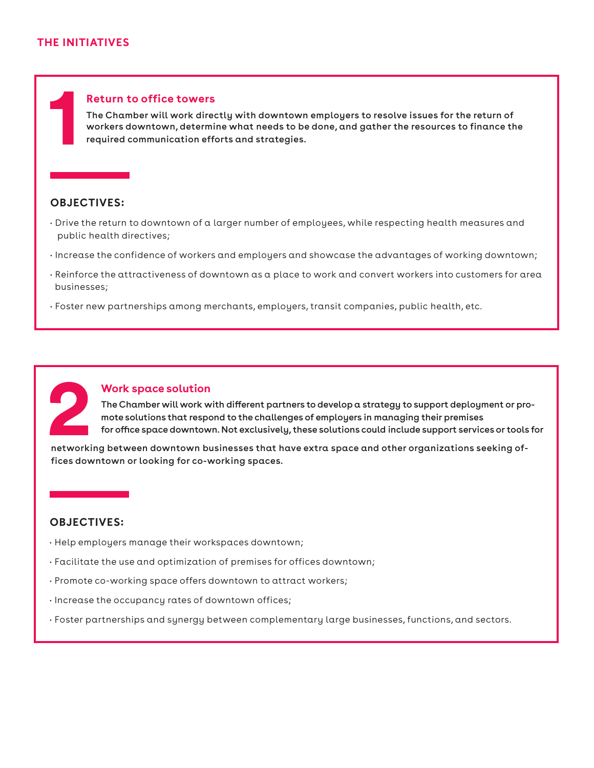## THE INITIATIVES

### 1 Return to office towers

**The Chamber will work directly with downtown employers to resolve issues for the return of workers downtown, determine what needs to be done, and gather the resources to finance the required communication efforts and strategies.**

**OBJECTIVES:**

- Drive the return to downtown of a larger number of employees, while respecting health measures and public health directives;
- Increase the confidence of workers and employers and showcase the advantages of working downtown;
- Reinforce the attractiveness of downtown as a place to work and convert workers into customers for area businesses;
- Foster new partnerships among merchants, employers, transit companies, public health, etc.

### 2 Work space solution

**The Chamber will work with different partners to develop a strategy to support deployment or promote solutions that respond to the challenges of employers in managing their premises for office space downtown. Not exclusively, these solutions could include support services or tools for networking between downtown businesses that have extra space and other organizations seeking offices downtown or looking for co-working spaces.**

**OBJECTIVES:**

- Help employers manage their workspaces downtown;
- Facilitate the use and optimization of premises for offices downtown;
- Promote co-working space offers downtown to attract workers;
- Increase the occupancy rates of downtown offices;
- Foster partnerships and synergy between complementary large businesses, functions, and sectors.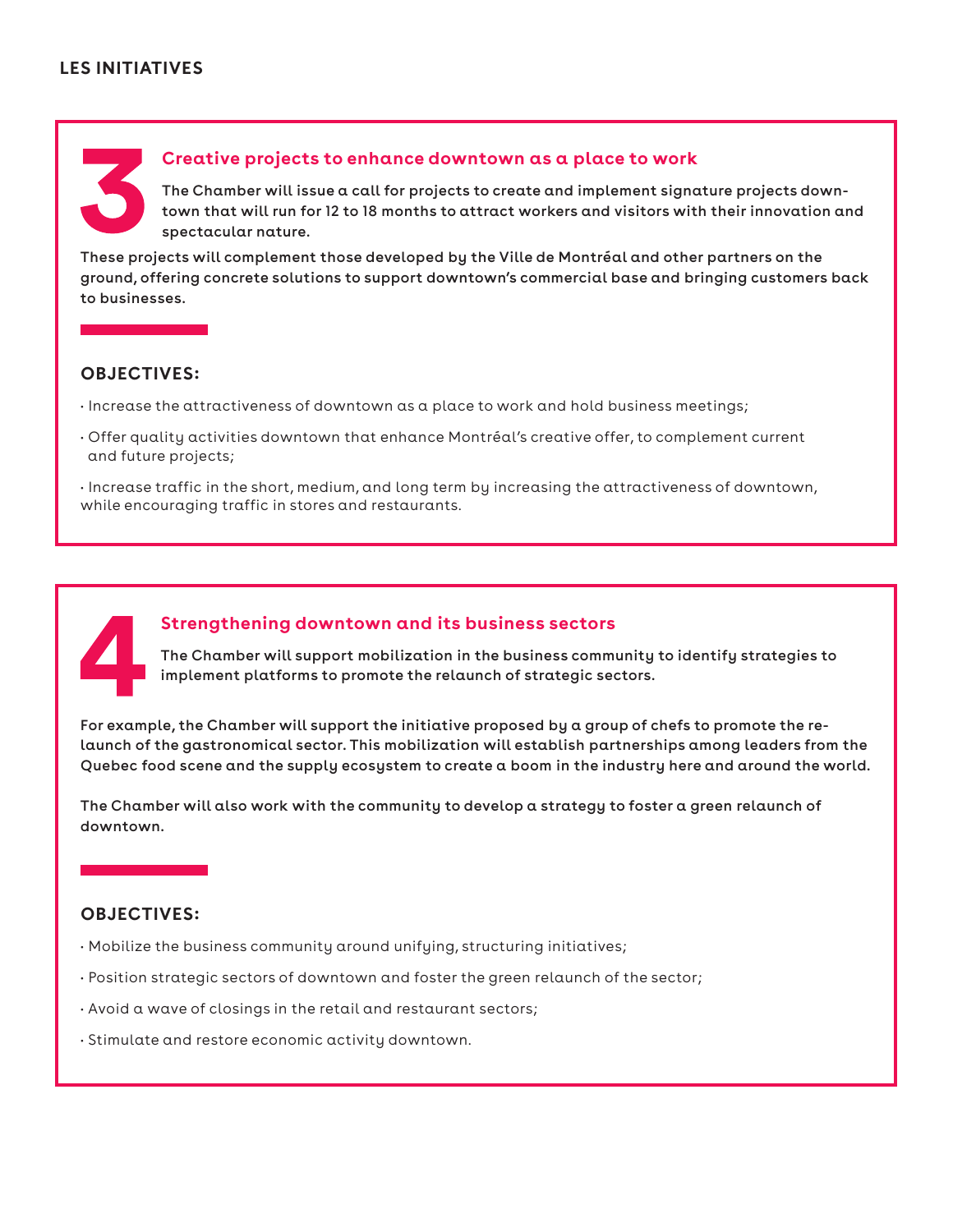## LES INITIATIVES

### 3 Creative projects to enhance downtown as a place to work

**The Chamber will issue a call for projects to create and implement signature projects downtown that will run for 12 to 18 months to attract workers and visitors with their innovation and spectacular nature.**

**These projects will complement those developed by the Ville de Montréal and other partners on the ground, offering concrete solutions to support downtown's commercial base and bringing customers back to businesses.**

**OBJECTIVES:**

- Increase the attractiveness of downtown as a place to work and hold business meetings;
- Offer quality activities downtown that enhance Montréal's creative offer, to complement current and future projects;
- Increase traffic in the short, medium, and long term by increasing the attractiveness of downtown, while encouraging traffic in stores and restaurants.

### 4 Strengthening downtown and its business sectors

**The Chamber will support mobilization in the business community to identify strategies to implement platforms to promote the relaunch of strategic sectors.**

**For example, the Chamber will support the initiative proposed by a group of chefs to promote the relaunch of the gastronomical sector. This mobilization will establish partnerships among leaders from the Quebec food scene and the supply ecosystem to create a boom in the industry here and around the world.**

**The Chamber will also work with the community to develop a strategy to foster a green relaunch of downtown.**

**OBJECTIVES:**

- Mobilize the business community around unifying, structuring initiatives;
- Position strategic sectors of downtown and foster the green relaunch of the sector;
- Avoid a wave of closings in the retail and restaurant sectors;
- Stimulate and restore economic activity downtown.